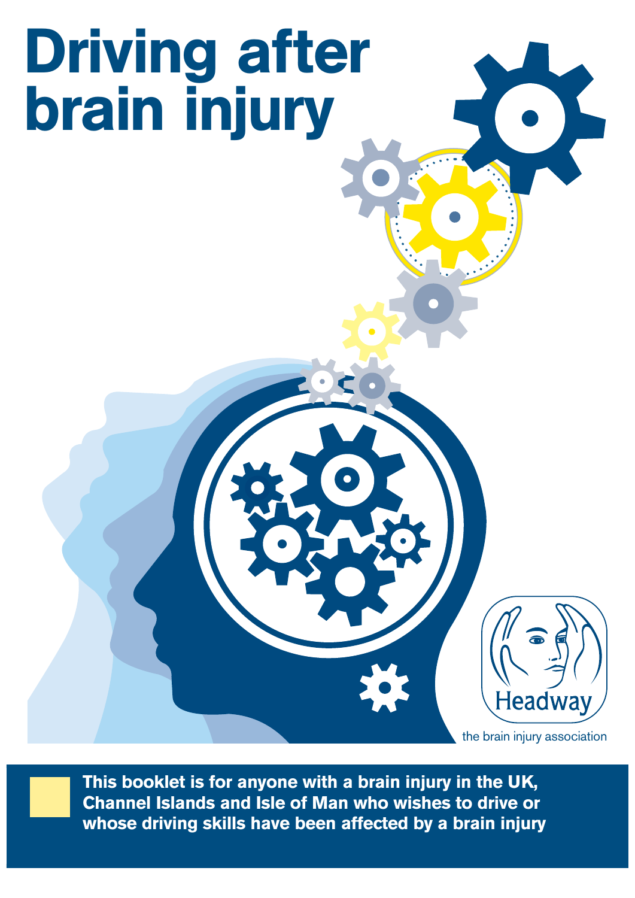# Driving after brain injury

Headway

the brain injury association

**This booklet is for anyone with a brain injury in the UK, Channel Islands and Isle of Man who wishes to drive or whose driving skills have been affected by a brain injury**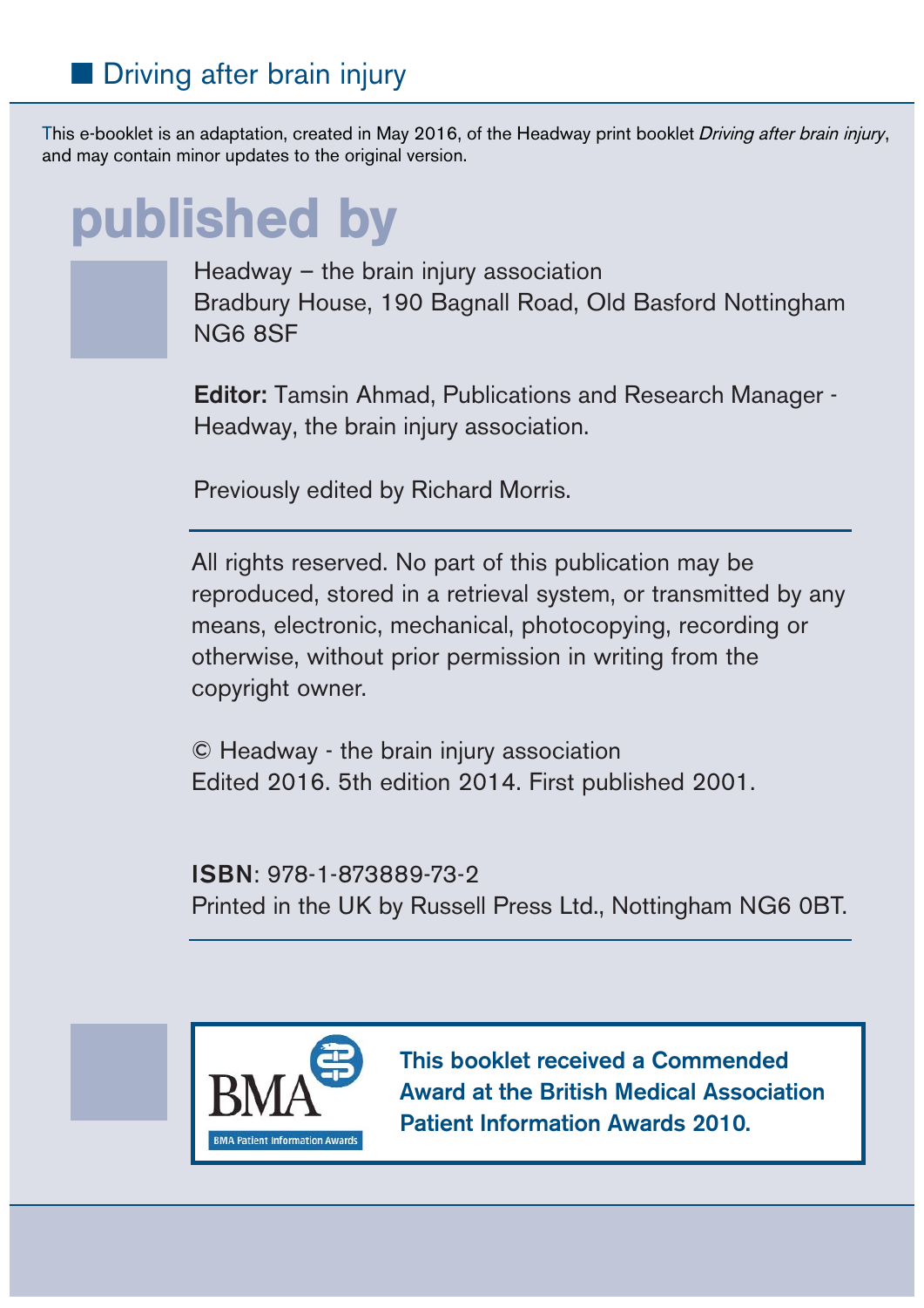This e-booklet is an adaptation, created in May 2016, of the Headway print booklet *Driving after brain injury*, and may contain minor updates to the original version.

# published by

Headway – the brain injury association
Bradbury House, 190 Bagnall Road, Old Basford Nottingham
NG6 8SF

**Editor:** Tamsin Ahmad, Publications and Research Manager - Headway, the brain injury association.

Previously edited by Richard Morris.

---

All rights reserved. No part of this publication may be reproduced, stored in a retrieval system, or transmitted by any means, electronic, mechanical, photocopying, recording or otherwise, without prior permission in writing from the copyright owner.

© Headway - the brain injury association
Edited 2016. 5th edition 2014. First published 2001.

**ISBN**: 978-1-873889-73-2
Printed in the UK by Russell Press Ltd., Nottingham NG6 0BT.

---

BMA Patient Information Awards

**This booklet received a Commended Award at the British Medical Association Patient Information Awards 2010.**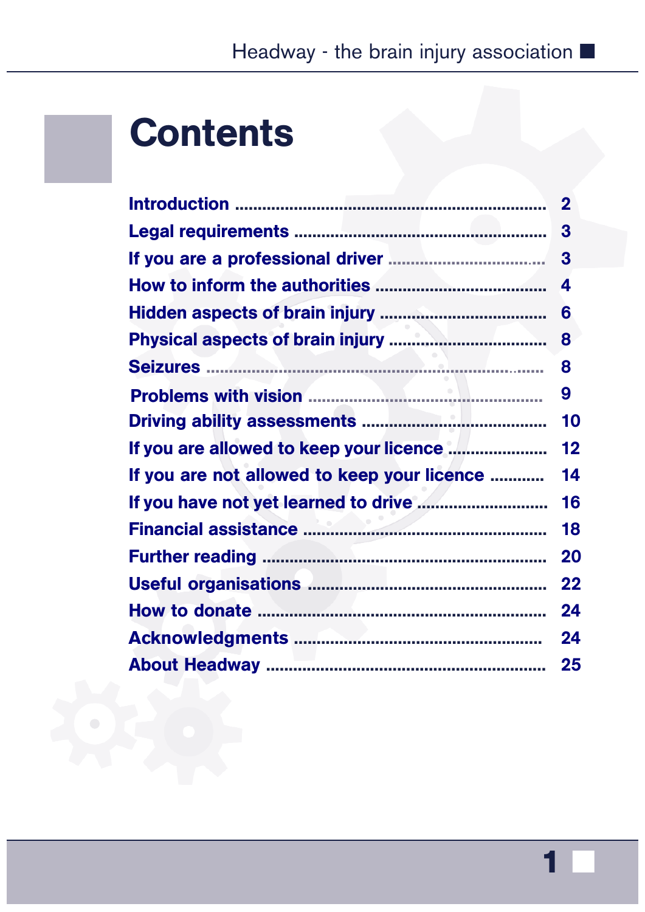# Contents

| | |
|---|---|
| Introduction | 2 |
| Legal requirements | 3 |
| If you are a professional driver | 3 |
| How to inform the authorities | 4 |
| Hidden aspects of brain injury | 6 |
| Physical aspects of brain injury | 8 |
| Seizures | 8 |
| Problems with vision | 9 |
| Driving ability assessments | 10 |
| If you are allowed to keep your licence | 12 |
| If you are not allowed to keep your licence | 14 |
| If you have not yet learned to drive | 16 |
| Financial assistance | 18 |
| Further reading | 20 |
| Useful organisations | 22 |
| How to donate | 24 |
| Acknowledgments | 24 |
| About Headway | 25 |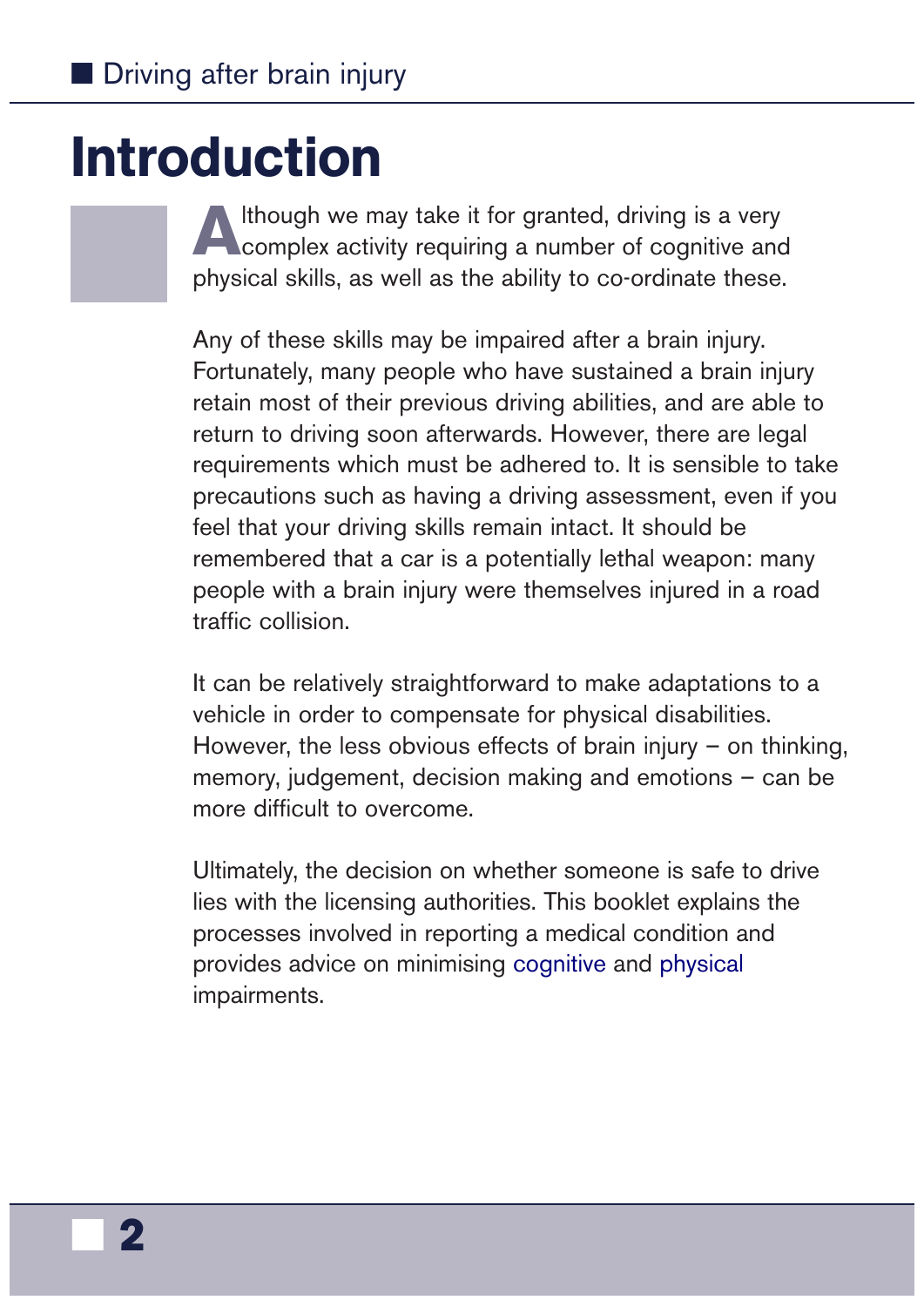# Introduction

Although we may take it for granted, driving is a very complex activity requiring a number of cognitive and physical skills, as well as the ability to co-ordinate these.

Any of these skills may be impaired after a brain injury. Fortunately, many people who have sustained a brain injury retain most of their previous driving abilities, and are able to return to driving soon afterwards. However, there are legal requirements which must be adhered to. It is sensible to take precautions such as having a driving assessment, even if you feel that your driving skills remain intact. It should be remembered that a car is a potentially lethal weapon: many people with a brain injury were themselves injured in a road traffic collision.

It can be relatively straightforward to make adaptations to a vehicle in order to compensate for physical disabilities. However, the less obvious effects of brain injury – on thinking, memory, judgement, decision making and emotions – can be more difficult to overcome.

Ultimately, the decision on whether someone is safe to drive lies with the licensing authorities. This booklet explains the processes involved in reporting a medical condition and provides advice on minimising cognitive and physical impairments.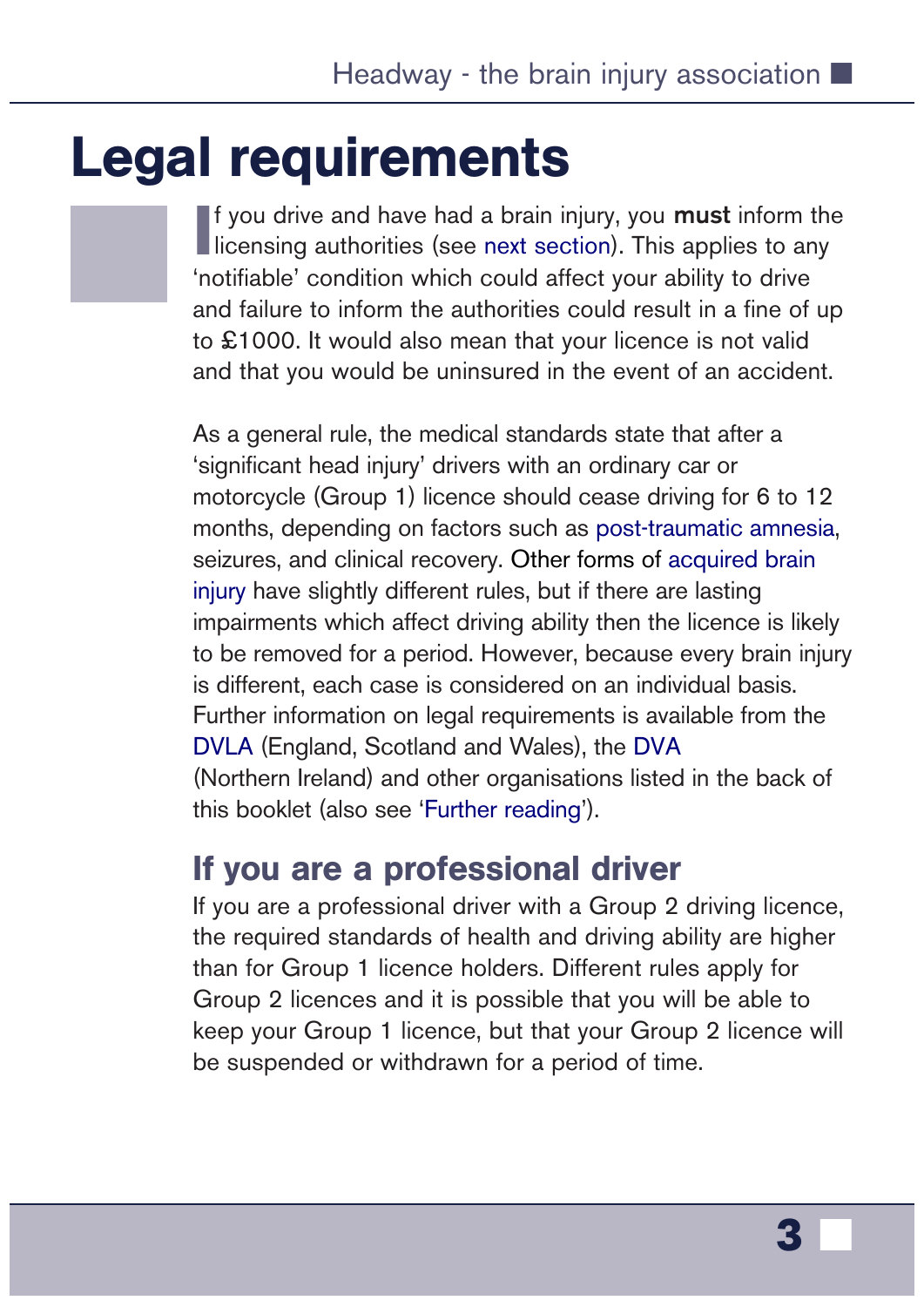# Legal requirements

If you drive and have had a brain injury, you **must** inform the licensing authorities (see next section). This applies to any 'notifiable' condition which could affect your ability to drive and failure to inform the authorities could result in a fine of up to £1000. It would also mean that your licence is not valid and that you would be uninsured in the event of an accident.

As a general rule, the medical standards state that after a 'significant head injury' drivers with an ordinary car or motorcycle (Group 1) licence should cease driving for 6 to 12 months, depending on factors such as post-traumatic amnesia, seizures, and clinical recovery. Other forms of acquired brain injury have slightly different rules, but if there are lasting impairments which affect driving ability then the licence is likely to be removed for a period. However, because every brain injury is different, each case is considered on an individual basis. Further information on legal requirements is available from the DVLA (England, Scotland and Wales), the DVA (Northern Ireland) and other organisations listed in the back of this booklet (also see 'Further reading').

## If you are a professional driver

If you are a professional driver with a Group 2 driving licence, the required standards of health and driving ability are higher than for Group 1 licence holders. Different rules apply for Group 2 licences and it is possible that you will be able to keep your Group 1 licence, but that your Group 2 licence will be suspended or withdrawn for a period of time.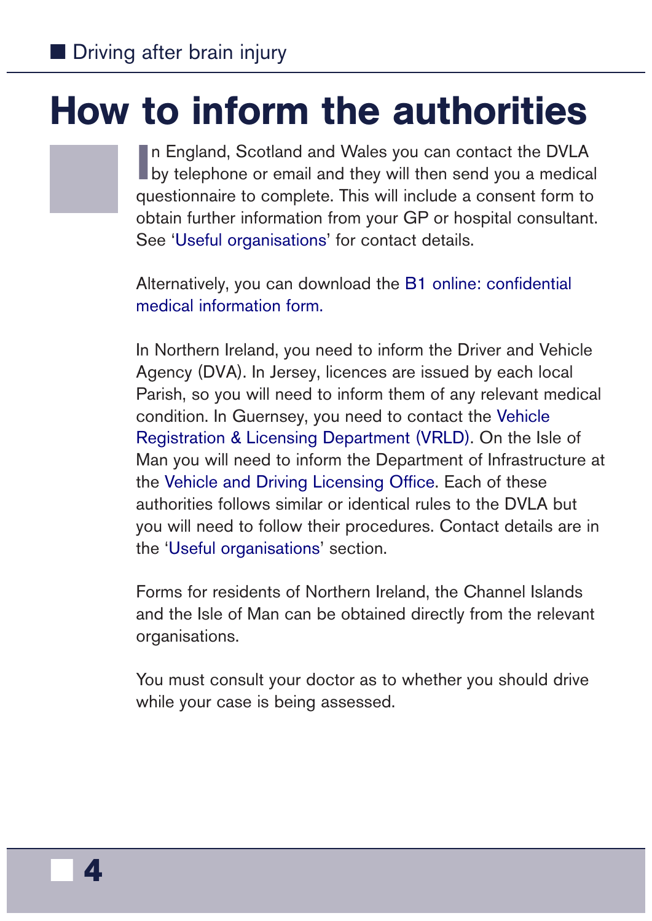# How to inform the authorities

In England, Scotland and Wales you can contact the DVLA by telephone or email and they will then send you a medical questionnaire to complete. This will include a consent form to obtain further information from your GP or hospital consultant. See 'Useful organisations' for contact details.

Alternatively, you can download the B1 online: confidential medical information form.

In Northern Ireland, you need to inform the Driver and Vehicle Agency (DVA). In Jersey, licences are issued by each local Parish, so you will need to inform them of any relevant medical condition. In Guernsey, you need to contact the Vehicle Registration & Licensing Department (VRLD). On the Isle of Man you will need to inform the Department of Infrastructure at the Vehicle and Driving Licensing Office. Each of these authorities follows similar or identical rules to the DVLA but you will need to follow their procedures. Contact details are in the 'Useful organisations' section.

Forms for residents of Northern Ireland, the Channel Islands and the Isle of Man can be obtained directly from the relevant organisations.

You must consult your doctor as to whether you should drive while your case is being assessed.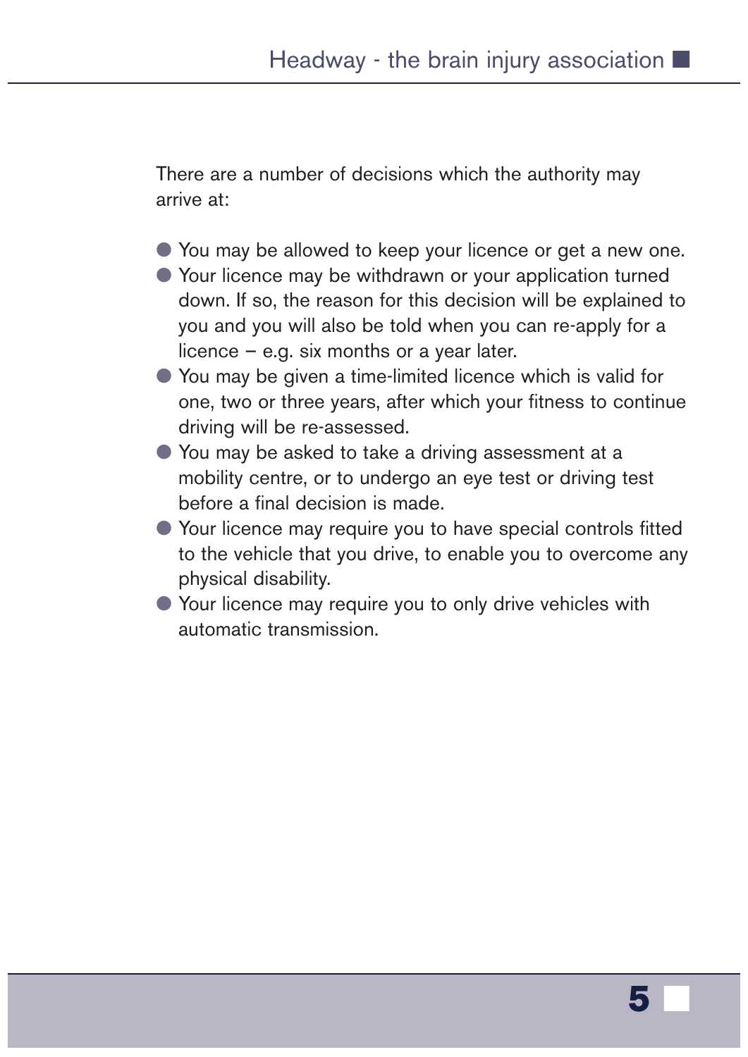There are a number of decisions which the authority may arrive at:

- You may be allowed to keep your licence or get a new one.
- Your licence may be withdrawn or your application turned down. If so, the reason for this decision will be explained to you and you will also be told when you can re-apply for a licence – e.g. six months or a year later.
- You may be given a time-limited licence which is valid for one, two or three years, after which your fitness to continue driving will be re-assessed.
- You may be asked to take a driving assessment at a mobility centre, or to undergo an eye test or driving test before a final decision is made.
- Your licence may require you to have special controls fitted to the vehicle that you drive, to enable you to overcome any physical disability.
- Your licence may require you to only drive vehicles with automatic transmission.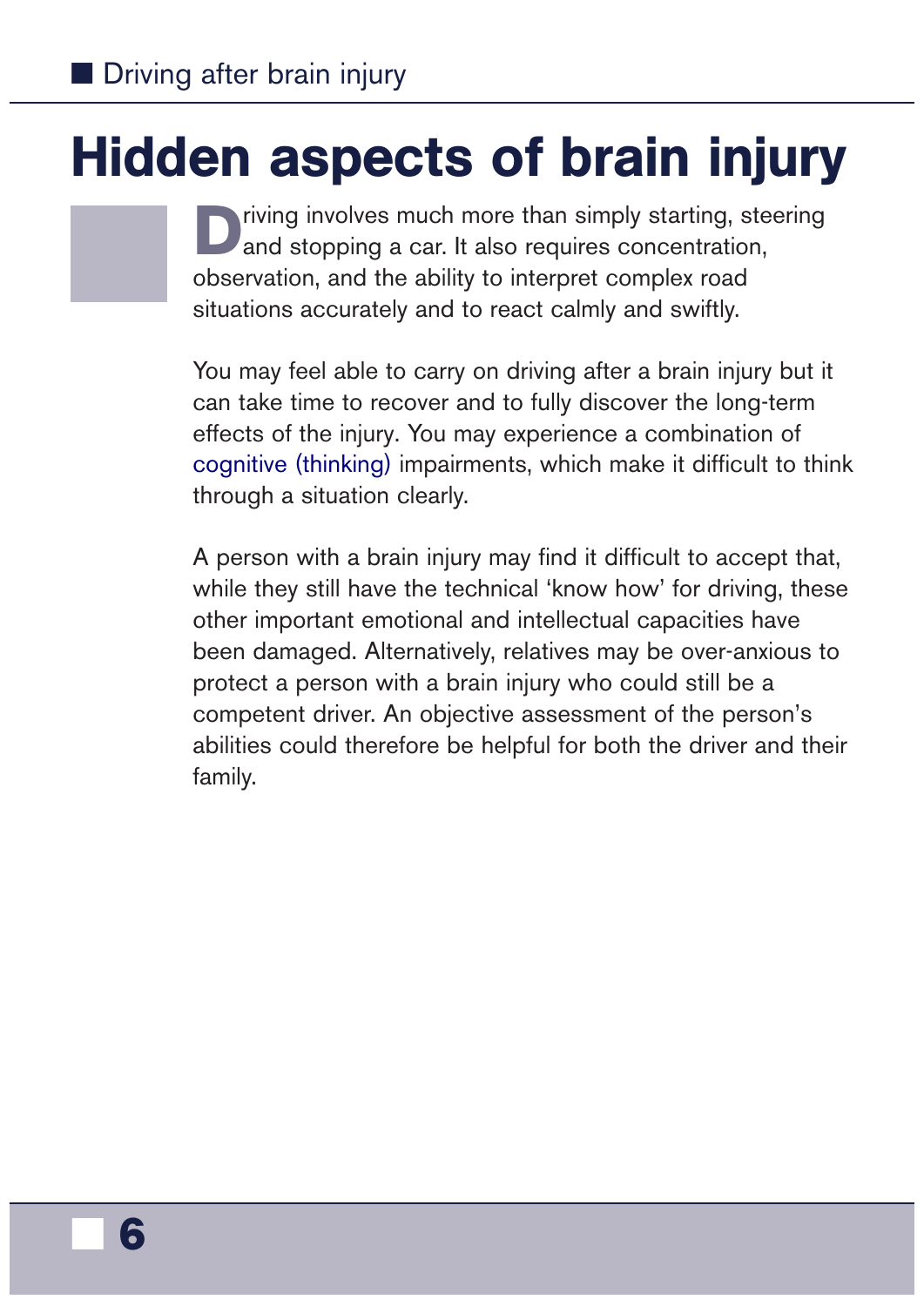# Hidden aspects of brain injury

Driving involves much more than simply starting, steering and stopping a car. It also requires concentration, observation, and the ability to interpret complex road situations accurately and to react calmly and swiftly.

You may feel able to carry on driving after a brain injury but it can take time to recover and to fully discover the long-term effects of the injury. You may experience a combination of cognitive (thinking) impairments, which make it difficult to think through a situation clearly.

A person with a brain injury may find it difficult to accept that, while they still have the technical 'know how' for driving, these other important emotional and intellectual capacities have been damaged. Alternatively, relatives may be over-anxious to protect a person with a brain injury who could still be a competent driver. An objective assessment of the person's abilities could therefore be helpful for both the driver and their family.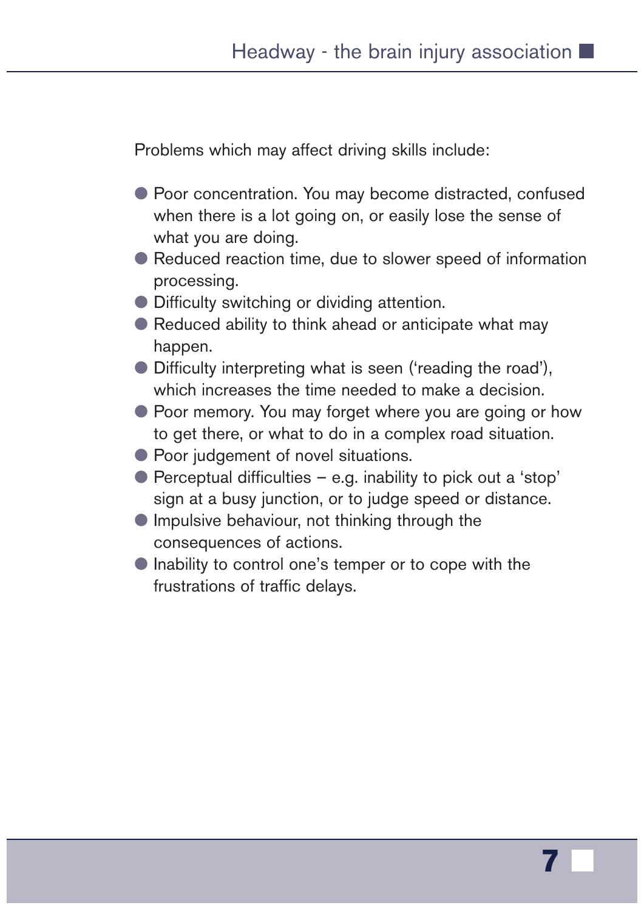Problems which may affect driving skills include:

- Poor concentration. You may become distracted, confused when there is a lot going on, or easily lose the sense of what you are doing.
- Reduced reaction time, due to slower speed of information processing.
- Difficulty switching or dividing attention.
- Reduced ability to think ahead or anticipate what may happen.
- Difficulty interpreting what is seen ('reading the road'), which increases the time needed to make a decision.
- Poor memory. You may forget where you are going or how to get there, or what to do in a complex road situation.
- Poor judgement of novel situations.
- Perceptual difficulties – e.g. inability to pick out a 'stop' sign at a busy junction, or to judge speed or distance.
- Impulsive behaviour, not thinking through the consequences of actions.
- Inability to control one's temper or to cope with the frustrations of traffic delays.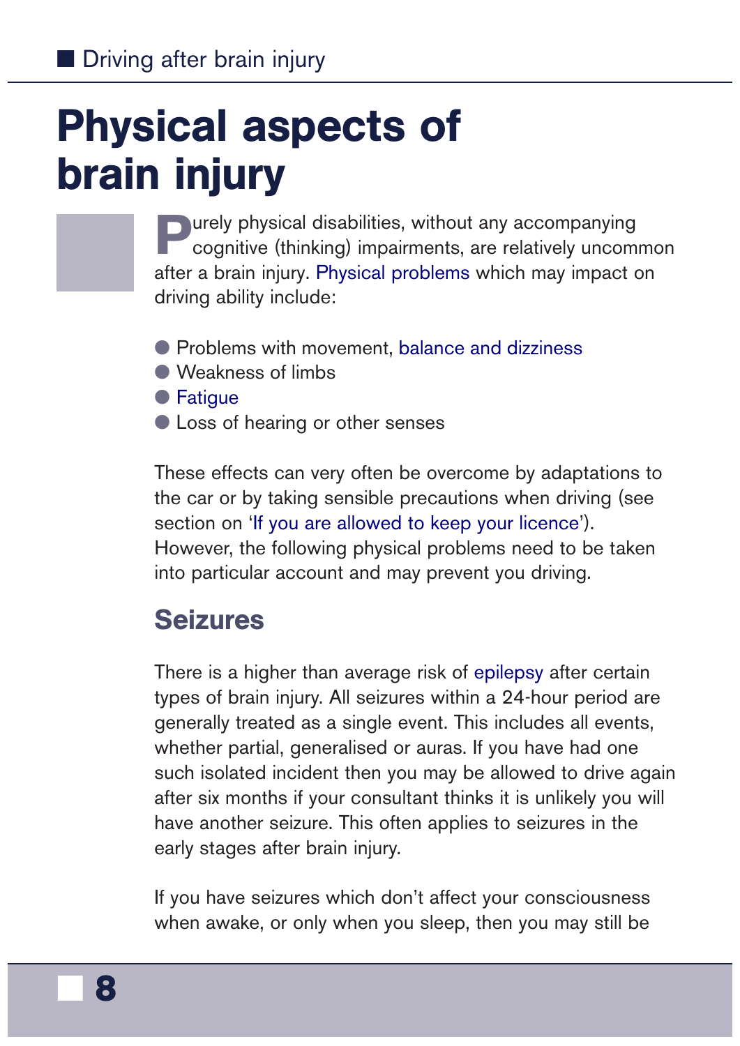# Physical aspects of brain injury

Purely physical disabilities, without any accompanying cognitive (thinking) impairments, are relatively uncommon after a brain injury. Physical problems which may impact on driving ability include:

- Problems with movement, balance and dizziness
- Weakness of limbs
- Fatigue
- Loss of hearing or other senses

These effects can very often be overcome by adaptations to the car or by taking sensible precautions when driving (see section on 'If you are allowed to keep your licence'). However, the following physical problems need to be taken into particular account and may prevent you driving.

## Seizures

There is a higher than average risk of epilepsy after certain types of brain injury. All seizures within a 24-hour period are generally treated as a single event. This includes all events, whether partial, generalised or auras. If you have had one such isolated incident then you may be allowed to drive again after six months if your consultant thinks it is unlikely you will have another seizure. This often applies to seizures in the early stages after brain injury.

If you have seizures which don't affect your consciousness when awake, or only when you sleep, then you may still be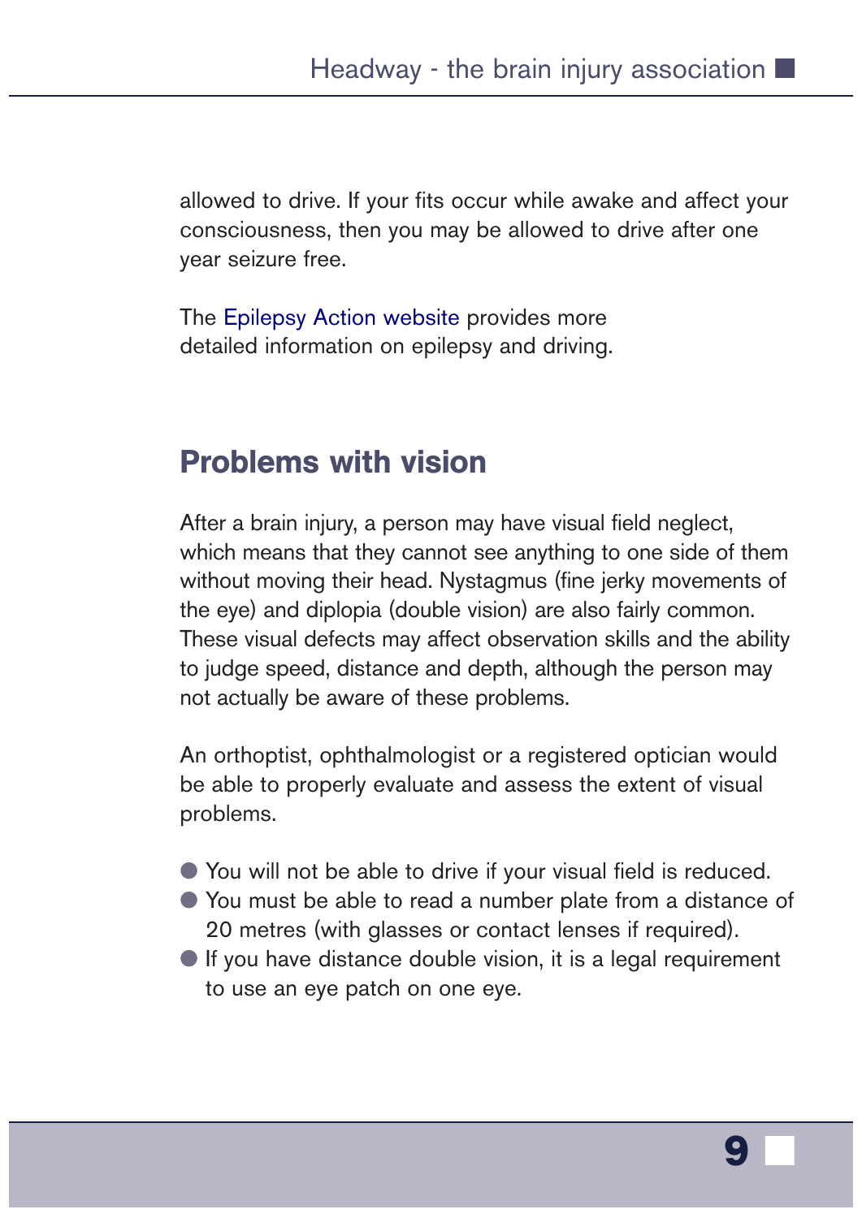allowed to drive. If your fits occur while awake and affect your consciousness, then you may be allowed to drive after one year seizure free.

The Epilepsy Action website provides more detailed information on epilepsy and driving.

## Problems with vision

After a brain injury, a person may have visual field neglect, which means that they cannot see anything to one side of them without moving their head. Nystagmus (fine jerky movements of the eye) and diplopia (double vision) are also fairly common. These visual defects may affect observation skills and the ability to judge speed, distance and depth, although the person may not actually be aware of these problems.

An orthoptist, ophthalmologist or a registered optician would be able to properly evaluate and assess the extent of visual problems.

- You will not be able to drive if your visual field is reduced.
- You must be able to read a number plate from a distance of 20 metres (with glasses or contact lenses if required).
- If you have distance double vision, it is a legal requirement to use an eye patch on one eye.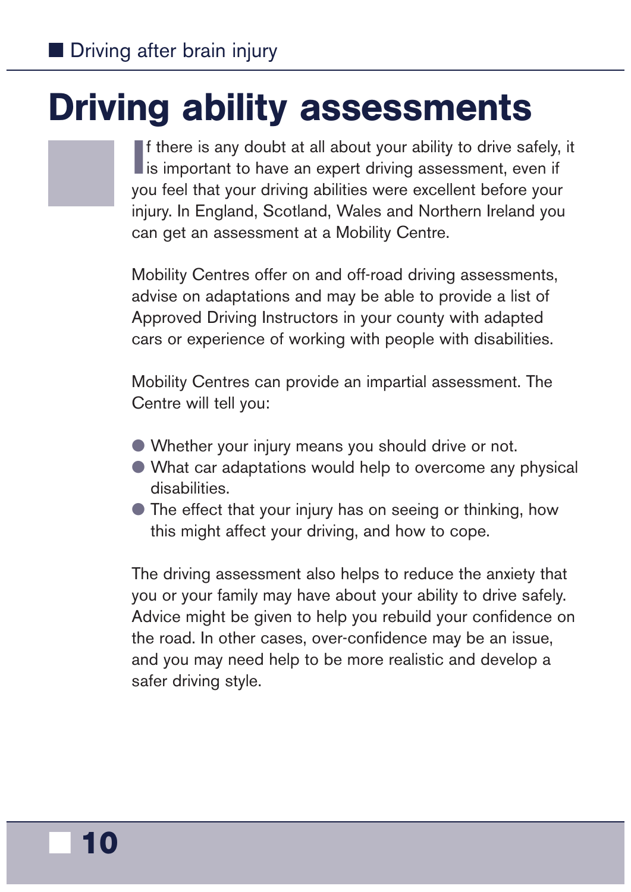# Driving ability assessments

If there is any doubt at all about your ability to drive safely, it is important to have an expert driving assessment, even if you feel that your driving abilities were excellent before your injury. In England, Scotland, Wales and Northern Ireland you can get an assessment at a Mobility Centre.

Mobility Centres offer on and off-road driving assessments, advise on adaptations and may be able to provide a list of Approved Driving Instructors in your county with adapted cars or experience of working with people with disabilities.

Mobility Centres can provide an impartial assessment. The Centre will tell you:

- Whether your injury means you should drive or not.
- What car adaptations would help to overcome any physical disabilities.
- The effect that your injury has on seeing or thinking, how this might affect your driving, and how to cope.

The driving assessment also helps to reduce the anxiety that you or your family may have about your ability to drive safely. Advice might be given to help you rebuild your confidence on the road. In other cases, over-confidence may be an issue, and you may need help to be more realistic and develop a safer driving style.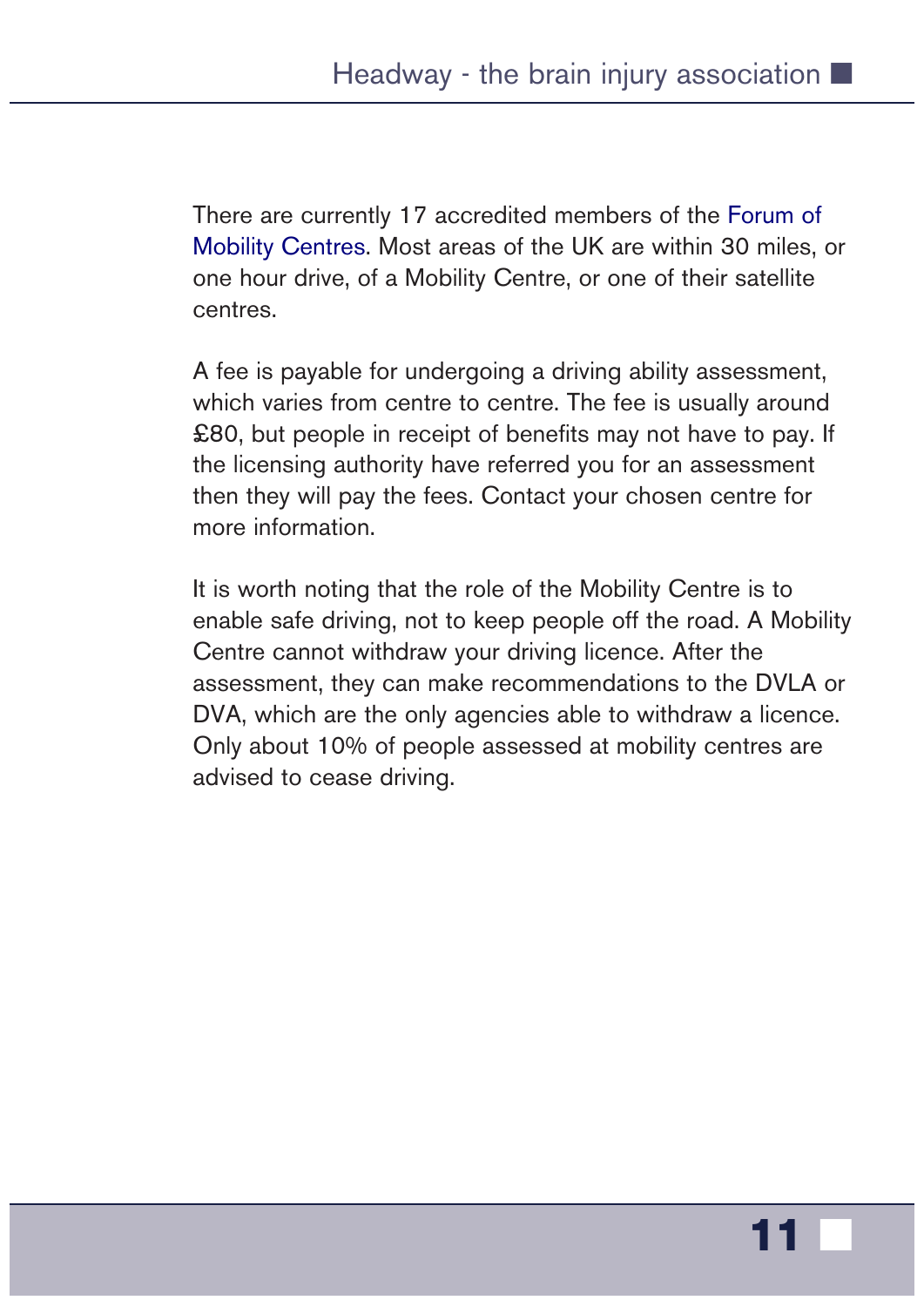There are currently 17 accredited members of the Forum of Mobility Centres. Most areas of the UK are within 30 miles, or one hour drive, of a Mobility Centre, or one of their satellite centres.

A fee is payable for undergoing a driving ability assessment, which varies from centre to centre. The fee is usually around £80, but people in receipt of benefits may not have to pay. If the licensing authority have referred you for an assessment then they will pay the fees. Contact your chosen centre for more information.

It is worth noting that the role of the Mobility Centre is to enable safe driving, not to keep people off the road. A Mobility Centre cannot withdraw your driving licence. After the assessment, they can make recommendations to the DVLA or DVA, which are the only agencies able to withdraw a licence. Only about 10% of people assessed at mobility centres are advised to cease driving.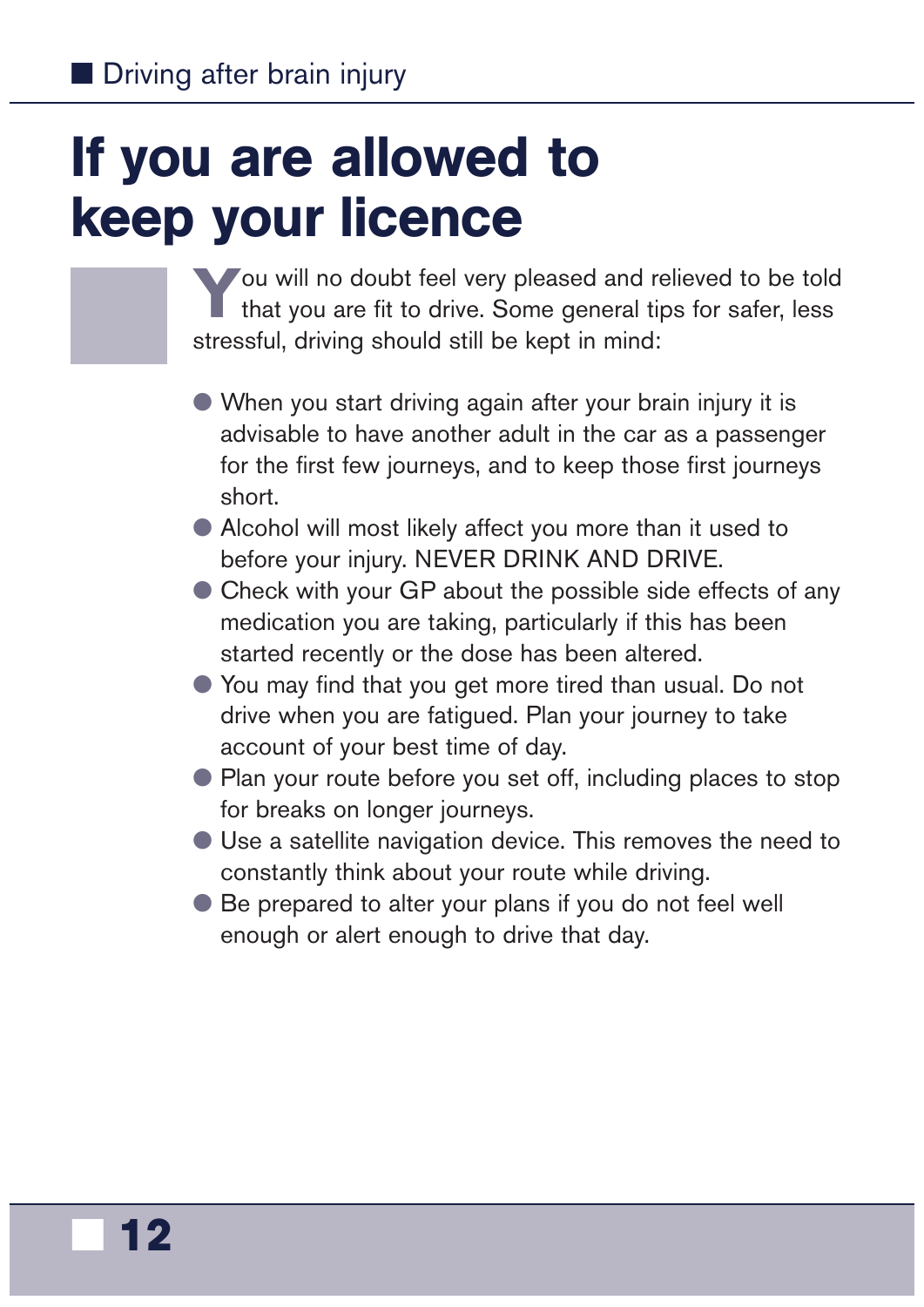# If you are allowed to keep your licence

You will no doubt feel very pleased and relieved to be told that you are fit to drive. Some general tips for safer, less stressful, driving should still be kept in mind:

- When you start driving again after your brain injury it is advisable to have another adult in the car as a passenger for the first few journeys, and to keep those first journeys short.
- Alcohol will most likely affect you more than it used to before your injury. NEVER DRINK AND DRIVE.
- Check with your GP about the possible side effects of any medication you are taking, particularly if this has been started recently or the dose has been altered.
- You may find that you get more tired than usual. Do not drive when you are fatigued. Plan your journey to take account of your best time of day.
- Plan your route before you set off, including places to stop for breaks on longer journeys.
- Use a satellite navigation device. This removes the need to constantly think about your route while driving.
- Be prepared to alter your plans if you do not feel well enough or alert enough to drive that day.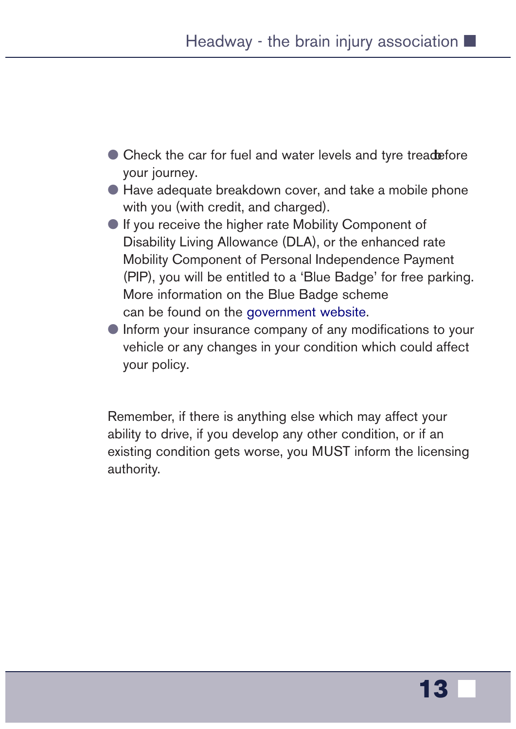- Check the car for fuel and water levels and tyre tread before your journey.
- Have adequate breakdown cover, and take a mobile phone with you (with credit, and charged).
- If you receive the higher rate Mobility Component of Disability Living Allowance (DLA), or the enhanced rate Mobility Component of Personal Independence Payment (PIP), you will be entitled to a 'Blue Badge' for free parking. More information on the Blue Badge scheme can be found on the government website.
- Inform your insurance company of any modifications to your vehicle or any changes in your condition which could affect your policy.

Remember, if there is anything else which may affect your ability to drive, if you develop any other condition, or if an existing condition gets worse, you MUST inform the licensing authority.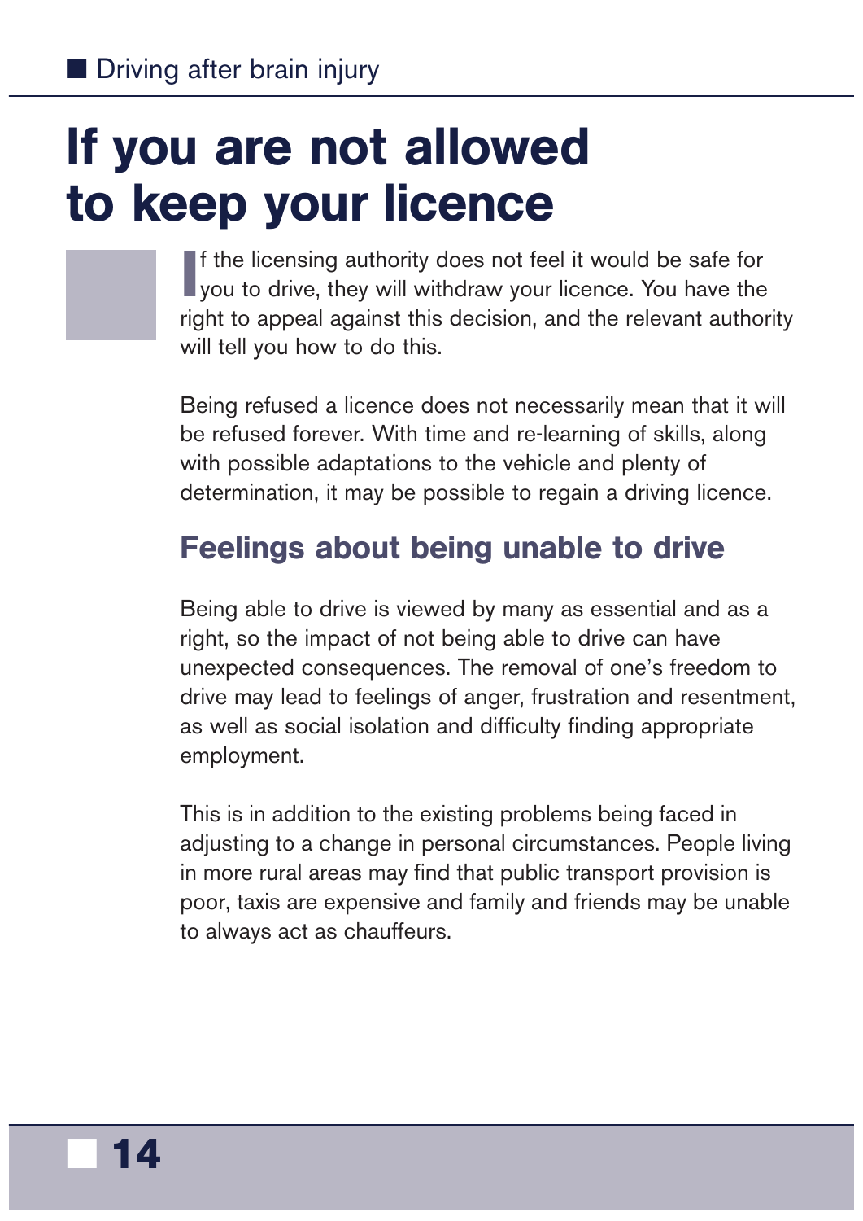# If you are not allowed to keep your licence

If the licensing authority does not feel it would be safe for you to drive, they will withdraw your licence. You have the right to appeal against this decision, and the relevant authority will tell you how to do this.

Being refused a licence does not necessarily mean that it will be refused forever. With time and re-learning of skills, along with possible adaptations to the vehicle and plenty of determination, it may be possible to regain a driving licence.

## Feelings about being unable to drive

Being able to drive is viewed by many as essential and as a right, so the impact of not being able to drive can have unexpected consequences. The removal of one's freedom to drive may lead to feelings of anger, frustration and resentment, as well as social isolation and difficulty finding appropriate employment.

This is in addition to the existing problems being faced in adjusting to a change in personal circumstances. People living in more rural areas may find that public transport provision is poor, taxis are expensive and family and friends may be unable to always act as chauffeurs.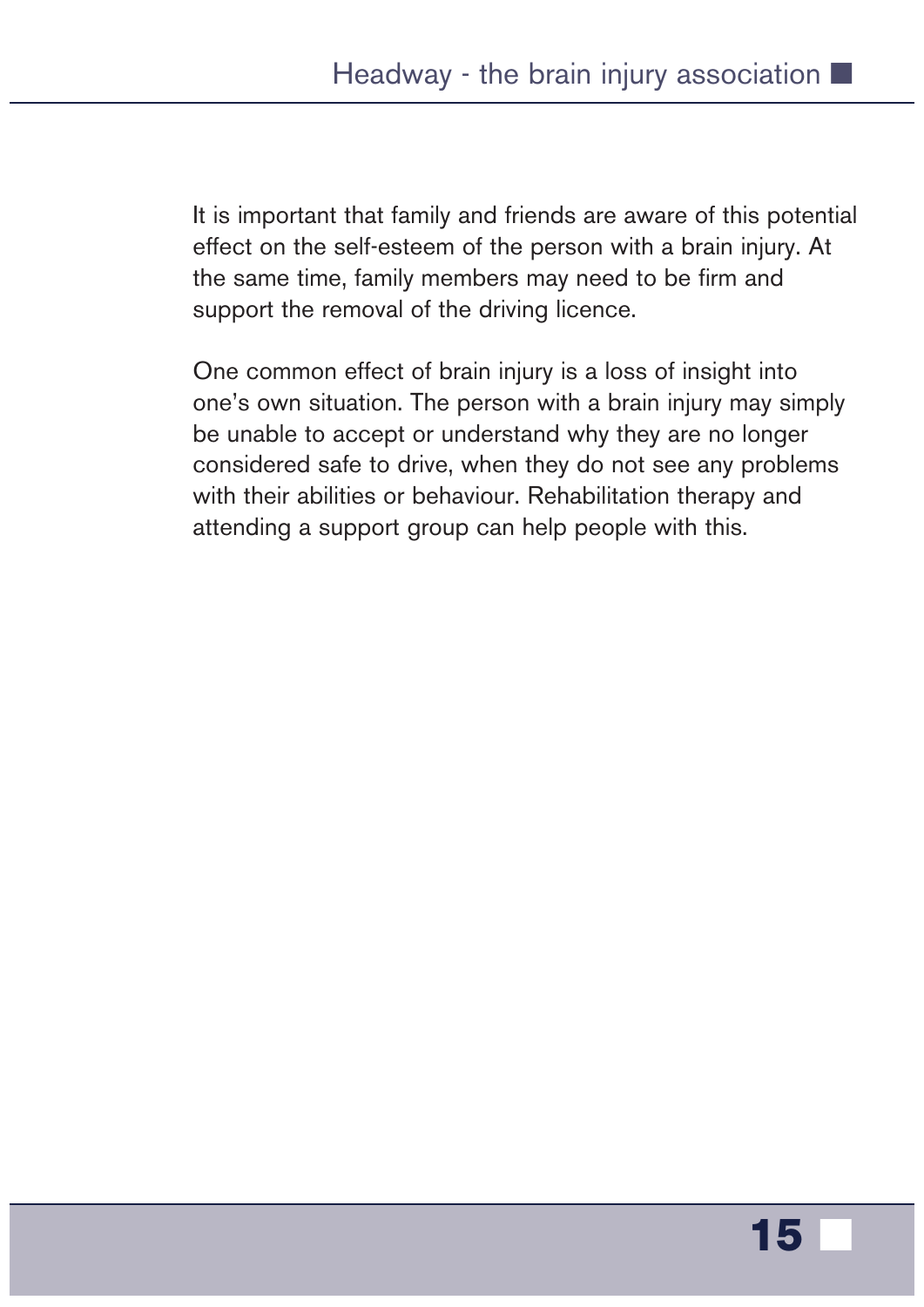It is important that family and friends are aware of this potential effect on the self-esteem of the person with a brain injury. At the same time, family members may need to be firm and support the removal of the driving licence.

One common effect of brain injury is a loss of insight into one's own situation. The person with a brain injury may simply be unable to accept or understand why they are no longer considered safe to drive, when they do not see any problems with their abilities or behaviour. Rehabilitation therapy and attending a support group can help people with this.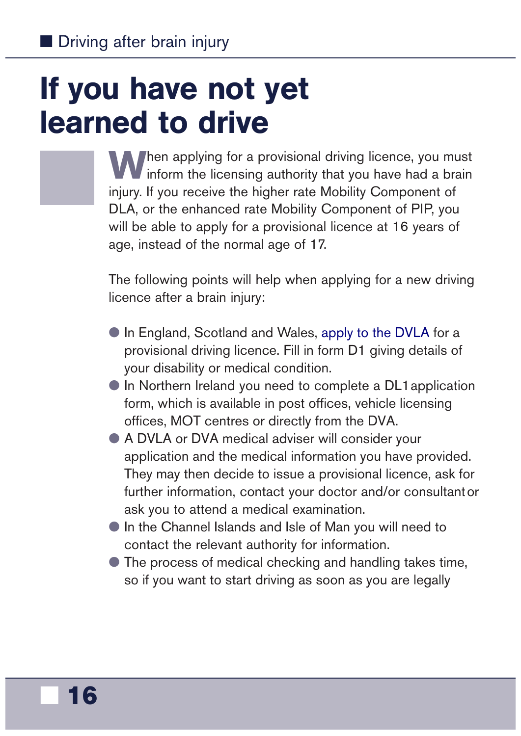# If you have not yet learned to drive

When applying for a provisional driving licence, you must inform the licensing authority that you have had a brain injury. If you receive the higher rate Mobility Component of DLA, or the enhanced rate Mobility Component of PIP, you will be able to apply for a provisional licence at 16 years of age, instead of the normal age of 17.

The following points will help when applying for a new driving licence after a brain injury:

- In England, Scotland and Wales, apply to the DVLA for a provisional driving licence. Fill in form D1 giving details of your disability or medical condition.
- In Northern Ireland you need to complete a DL1 application form, which is available in post offices, vehicle licensing offices, MOT centres or directly from the DVA.
- A DVLA or DVA medical adviser will consider your application and the medical information you have provided. They may then decide to issue a provisional licence, ask for further information, contact your doctor and/or consultant or ask you to attend a medical examination.
- In the Channel Islands and Isle of Man you will need to contact the relevant authority for information.
- The process of medical checking and handling takes time, so if you want to start driving as soon as you are legally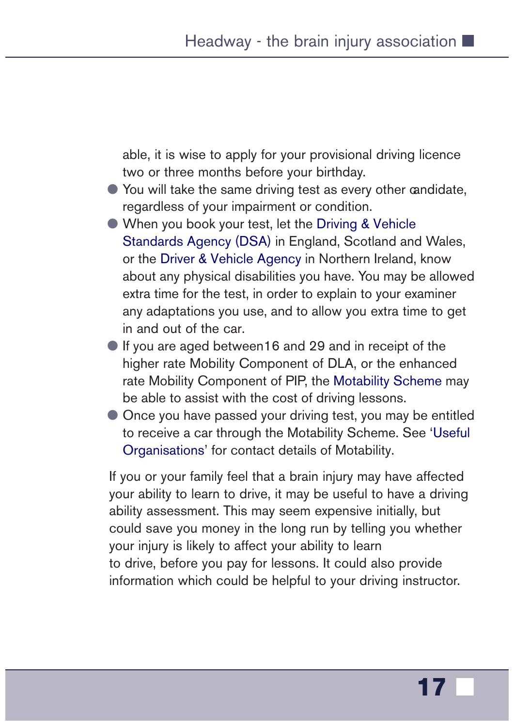able, it is wise to apply for your provisional driving licence two or three months before your birthday.

- You will take the same driving test as every other candidate, regardless of your impairment or condition.
- When you book your test, let the Driving & Vehicle Standards Agency (DSA) in England, Scotland and Wales, or the Driver & Vehicle Agency in Northern Ireland, know about any physical disabilities you have. You may be allowed extra time for the test, in order to explain to your examiner any adaptations you use, and to allow you extra time to get in and out of the car.
- If you are aged between16 and 29 and in receipt of the higher rate Mobility Component of DLA, or the enhanced rate Mobility Component of PIP, the Motability Scheme may be able to assist with the cost of driving lessons.
- Once you have passed your driving test, you may be entitled to receive a car through the Motability Scheme. See 'Useful Organisations' for contact details of Motability.

If you or your family feel that a brain injury may have affected your ability to learn to drive, it may be useful to have a driving ability assessment. This may seem expensive initially, but could save you money in the long run by telling you whether your injury is likely to affect your ability to learn to drive, before you pay for lessons. It could also provide information which could be helpful to your driving instructor.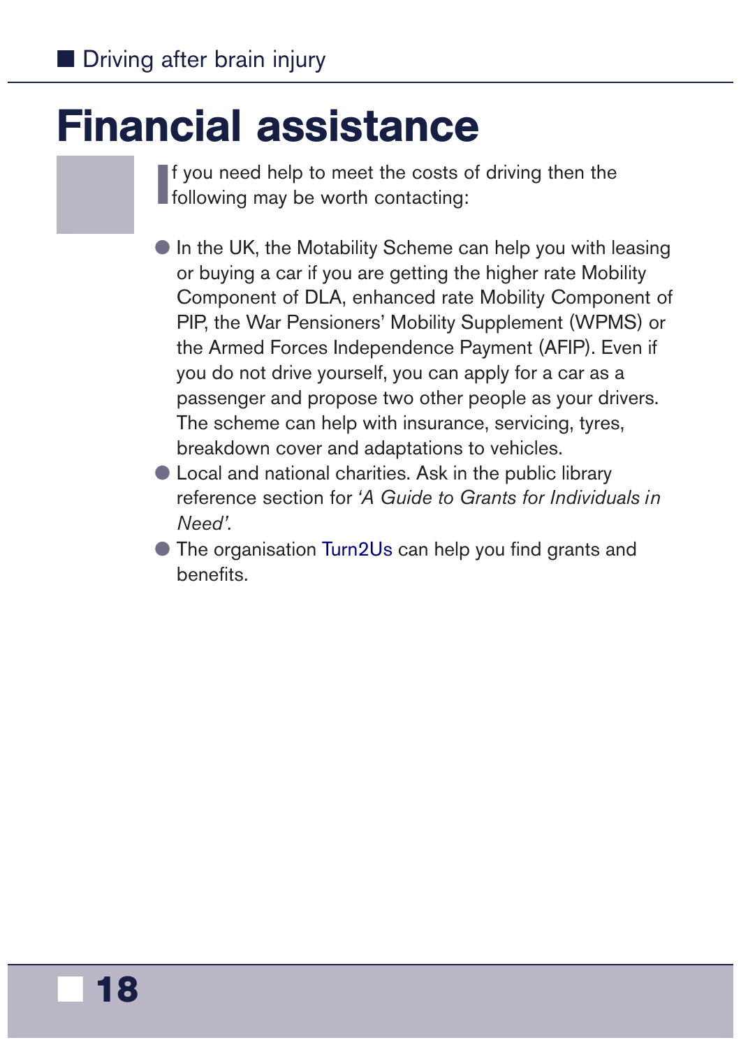# Financial assistance

If you need help to meet the costs of driving then the following may be worth contacting:

- In the UK, the Motability Scheme can help you with leasing or buying a car if you are getting the higher rate Mobility Component of DLA, enhanced rate Mobility Component of PIP, the War Pensioners' Mobility Supplement (WPMS) or the Armed Forces Independence Payment (AFIP). Even if you do not drive yourself, you can apply for a car as a passenger and propose two other people as your drivers. The scheme can help with insurance, servicing, tyres, breakdown cover and adaptations to vehicles.
- Local and national charities. Ask in the public library reference section for *'A Guide to Grants for Individuals in Need'*.
- The organisation Turn2Us can help you find grants and benefits.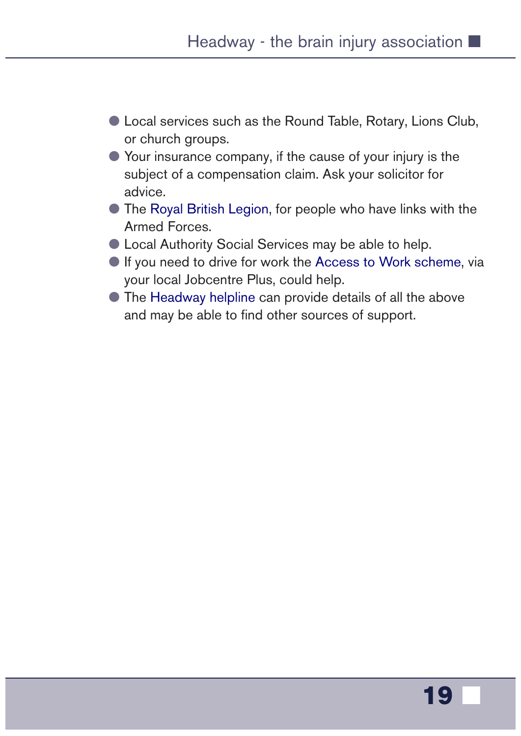- Local services such as the Round Table, Rotary, Lions Club, or church groups.
- Your insurance company, if the cause of your injury is the subject of a compensation claim. Ask your solicitor for advice.
- The Royal British Legion, for people who have links with the Armed Forces.
- Local Authority Social Services may be able to help.
- If you need to drive for work the Access to Work scheme, via your local Jobcentre Plus, could help.
- The Headway helpline can provide details of all the above and may be able to find other sources of support.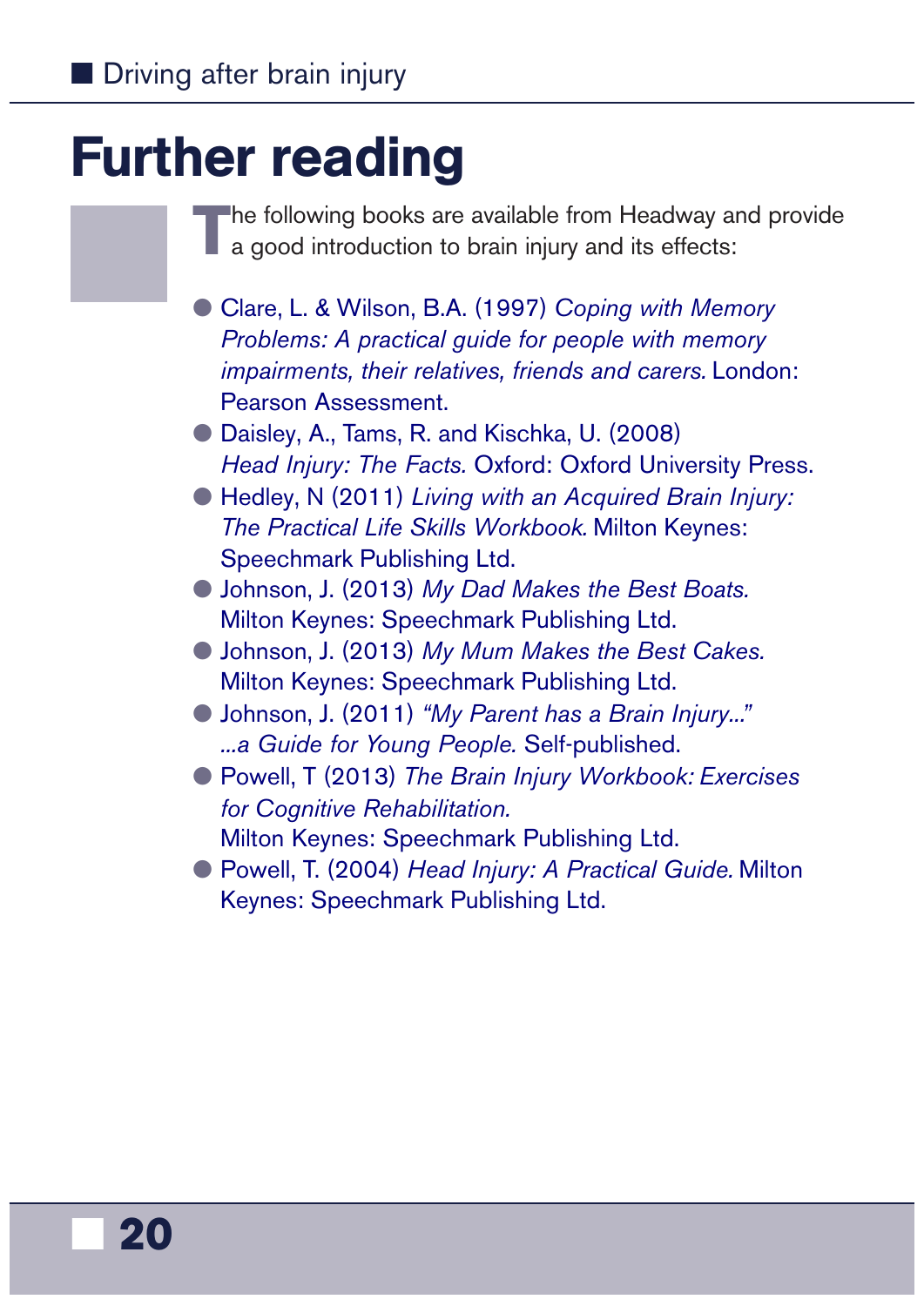# Further reading

The following books are available from Headway and provide a good introduction to brain injury and its effects:

- Clare, L. & Wilson, B.A. (1997) *Coping with Memory Problems: A practical guide for people with memory impairments, their relatives, friends and carers.* London: Pearson Assessment.
- Daisley, A., Tams, R. and Kischka, U. (2008) *Head Injury: The Facts.* Oxford: Oxford University Press.
- Hedley, N (2011) *Living with an Acquired Brain Injury: The Practical Life Skills Workbook.* Milton Keynes: Speechmark Publishing Ltd.
- Johnson, J. (2013) *My Dad Makes the Best Boats.* Milton Keynes: Speechmark Publishing Ltd.
- Johnson, J. (2013) *My Mum Makes the Best Cakes.* Milton Keynes: Speechmark Publishing Ltd.
- Johnson, J. (2011) *"My Parent has a Brain Injury..." ...a Guide for Young People.* Self-published.
- Powell, T (2013) *The Brain Injury Workbook: Exercises for Cognitive Rehabilitation.* Milton Keynes: Speechmark Publishing Ltd.
- Powell, T. (2004) *Head Injury: A Practical Guide.* Milton Keynes: Speechmark Publishing Ltd.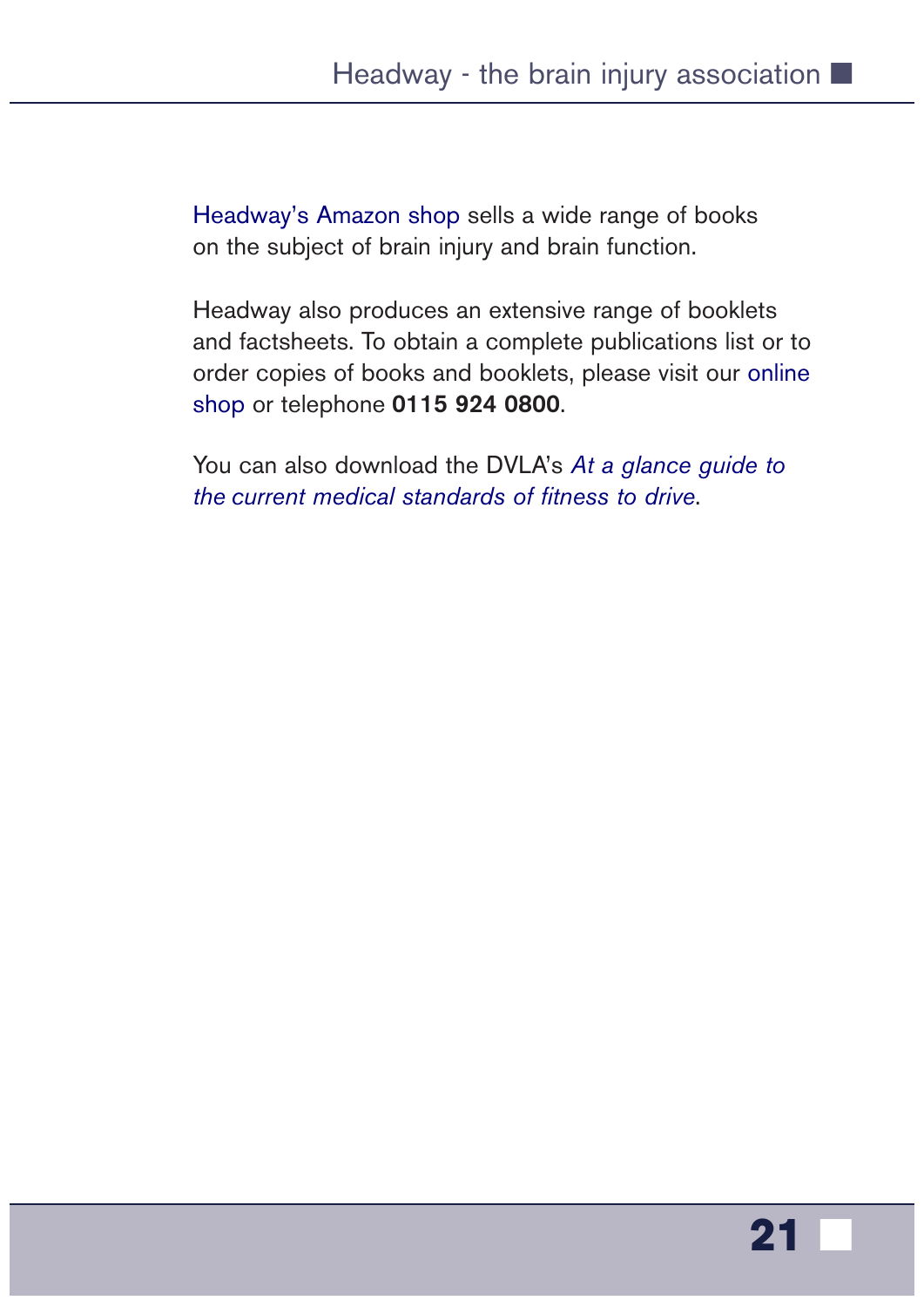Headway's Amazon shop sells a wide range of books on the subject of brain injury and brain function.

Headway also produces an extensive range of booklets and factsheets. To obtain a complete publications list or to order copies of books and booklets, please visit our online shop or telephone **0115 924 0800**.

You can also download the DVLA's *At a glance guide to the current medical standards of fitness to drive*.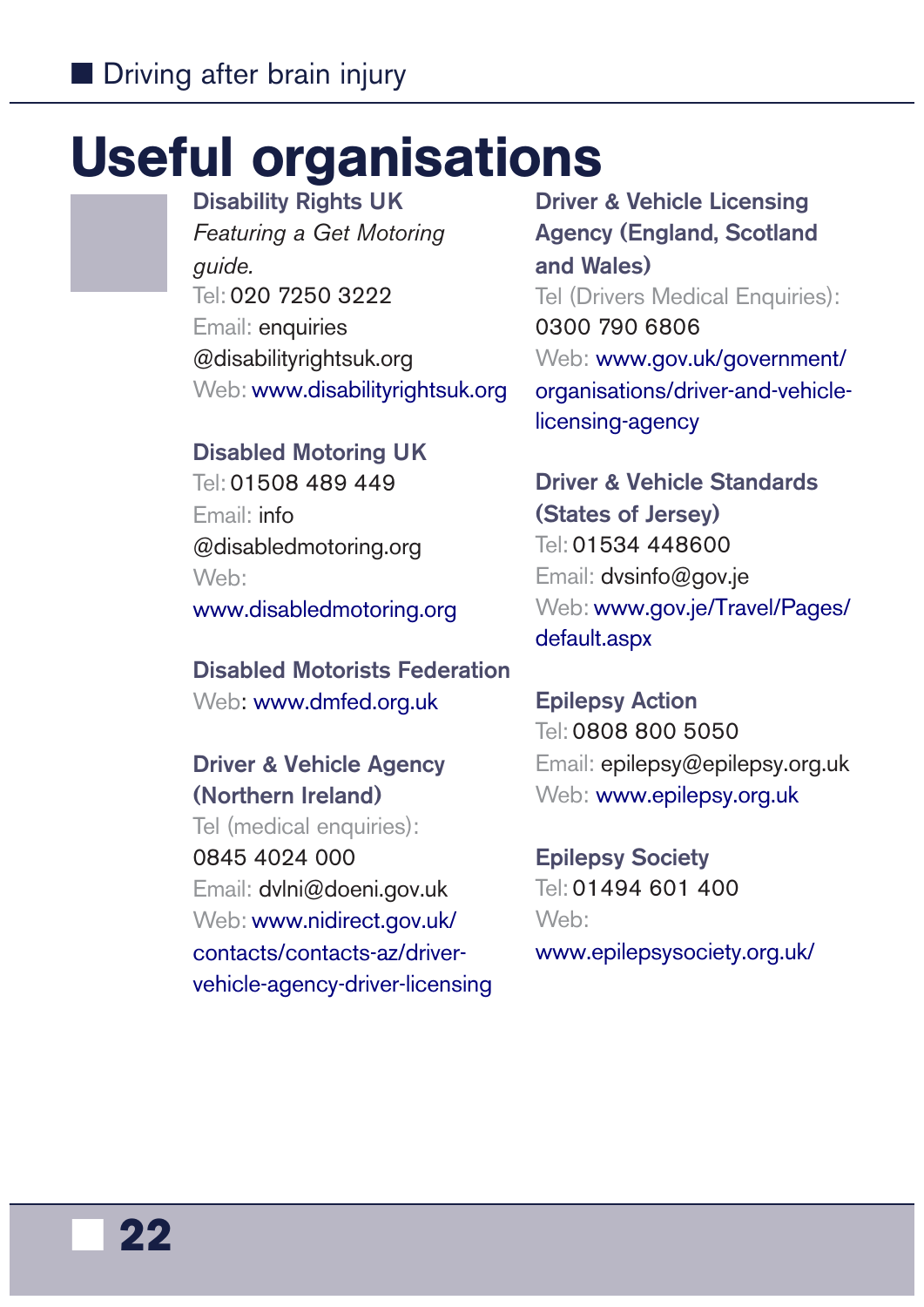# Useful organisations

**Disability Rights UK**
*Featuring a Get Motoring guide.*
Tel: 020 7250 3222
Email: enquiries@disabilityrightsuk.org
Web: www.disabilityrightsuk.org

**Disabled Motoring UK**
Tel: 01508 489 449
Email: info@disabledmotoring.org
Web: www.disabledmotoring.org

**Disabled Motorists Federation**
Web: www.dmfed.org.uk

**Driver & Vehicle Agency (Northern Ireland)**
Tel (medical enquiries): 0845 4024 000
Email: dvlni@doeni.gov.uk
Web: www.nidirect.gov.uk/contacts/contacts-az/driver-vehicle-agency-driver-licensing

**Driver & Vehicle Licensing Agency (England, Scotland and Wales)**
Tel (Drivers Medical Enquiries): 0300 790 6806
Web: www.gov.uk/government/organisations/driver-and-vehicle-licensing-agency

**Driver & Vehicle Standards (States of Jersey)**
Tel: 01534 448600
Email: dvsinfo@gov.je
Web: www.gov.je/Travel/Pages/default.aspx

**Epilepsy Action**
Tel: 0808 800 5050
Email: epilepsy@epilepsy.org.uk
Web: www.epilepsy.org.uk

**Epilepsy Society**
Tel: 01494 601 400
Web: www.epilepsysociety.org.uk/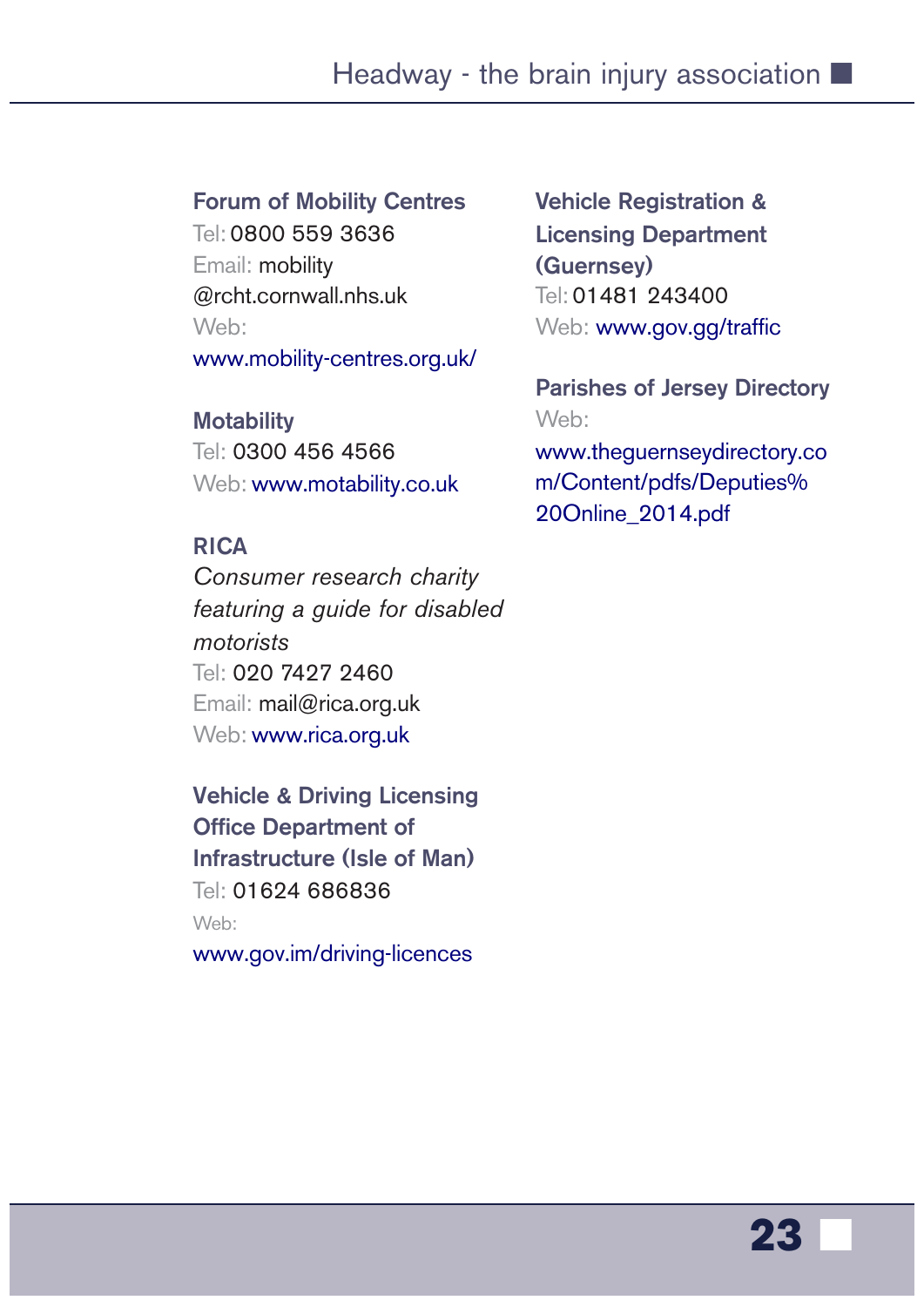**Forum of Mobility Centres**
Tel: 0800 559 3636
Email: mobility @rcht.cornwall.nhs.uk
Web: www.mobility-centres.org.uk/

**Motability**
Tel: 0300 456 4566
Web: www.motability.co.uk

**RICA**
*Consumer research charity featuring a guide for disabled motorists*
Tel: 020 7427 2460
Email: mail@rica.org.uk
Web: www.rica.org.uk

**Vehicle & Driving Licensing Office Department of Infrastructure (Isle of Man)**
Tel: 01624 686836
Web: www.gov.im/driving-licences

**Vehicle Registration & Licensing Department (Guernsey)**
Tel: 01481 243400
Web: www.gov.gg/traffic

**Parishes of Jersey Directory**
Web: www.theguernseydirectory.com/Content/pdfs/Deputies%20Online_2014.pdf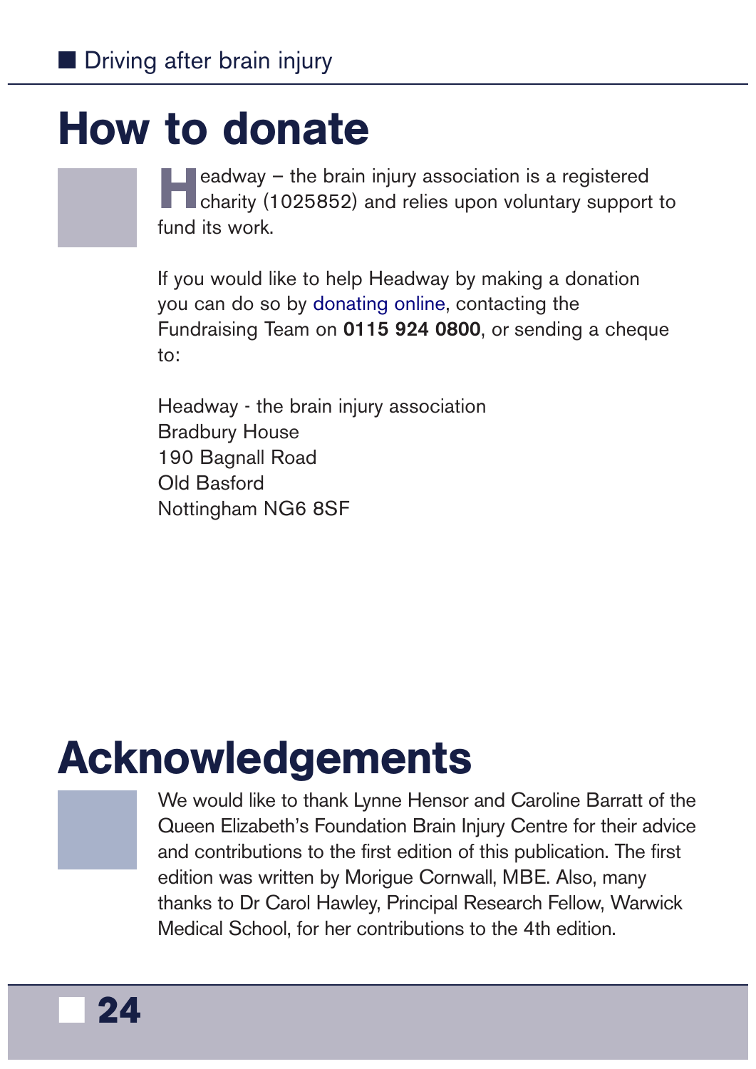# How to donate

Headway – the brain injury association is a registered charity (1025852) and relies upon voluntary support to fund its work.

If you would like to help Headway by making a donation you can do so by donating online, contacting the Fundraising Team on **0115 924 0800**, or sending a cheque to:

Headway - the brain injury association
Bradbury House
190 Bagnall Road
Old Basford
Nottingham NG6 8SF

# Acknowledgements

We would like to thank Lynne Hensor and Caroline Barratt of the Queen Elizabeth's Foundation Brain Injury Centre for their advice and contributions to the first edition of this publication. The first edition was written by Morigue Cornwall, MBE. Also, many thanks to Dr Carol Hawley, Principal Research Fellow, Warwick Medical School, for her contributions to the 4th edition.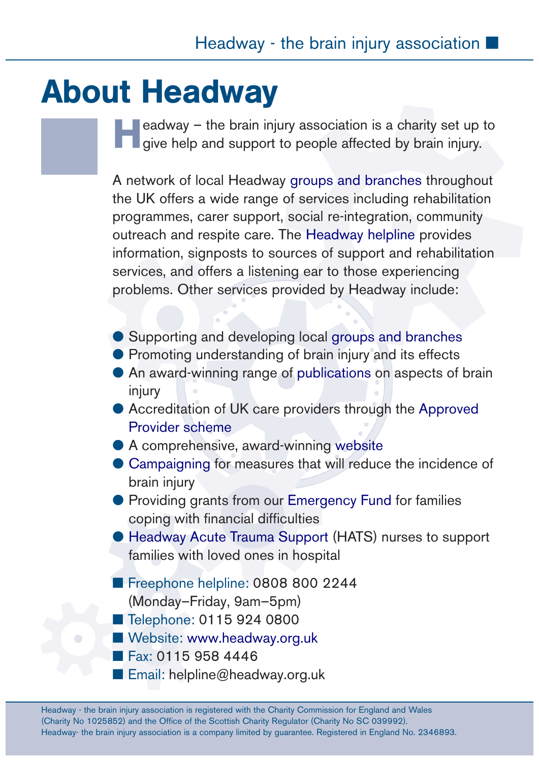# About Headway

Headway – the brain injury association is a charity set up to give help and support to people affected by brain injury.

A network of local Headway groups and branches throughout the UK offers a wide range of services including rehabilitation programmes, carer support, social re-integration, community outreach and respite care. The Headway helpline provides information, signposts to sources of support and rehabilitation services, and offers a listening ear to those experiencing problems. Other services provided by Headway include:

- Supporting and developing local groups and branches
- Promoting understanding of brain injury and its effects
- An award-winning range of publications on aspects of brain injury
- Accreditation of UK care providers through the Approved Provider scheme
- A comprehensive, award-winning website
- Campaigning for measures that will reduce the incidence of brain injury
- Providing grants from our Emergency Fund for families coping with financial difficulties
- Headway Acute Trauma Support (HATS) nurses to support families with loved ones in hospital

- Freephone helpline: 0808 800 2244 (Monday–Friday, 9am–5pm)
- Telephone: 0115 924 0800
- Website: www.headway.org.uk
- Fax: 0115 958 4446
- Email: helpline@headway.org.uk

Headway - the brain injury association is registered with the Charity Commission for England and Wales (Charity No 1025852) and the Office of the Scottish Charity Regulator (Charity No SC 039992).
Headway- the brain injury association is a company limited by guarantee. Registered in England No. 2346893.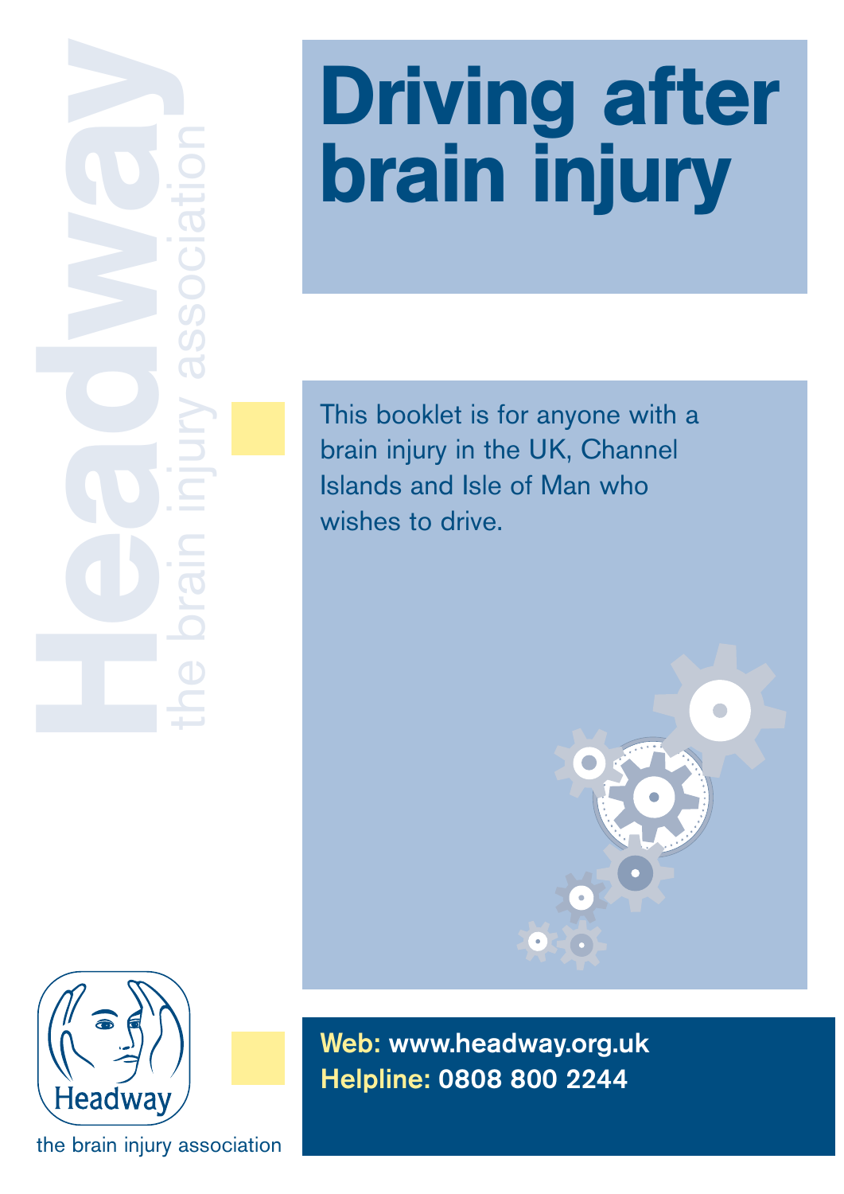Headway

the brain injury association

# Driving after brain injury

This booklet is for anyone with a brain injury in the UK, Channel Islands and Isle of Man who wishes to drive.

Headway

the brain injury association

**Web:** www.headway.org.uk
**Helpline:** 0808 800 2244